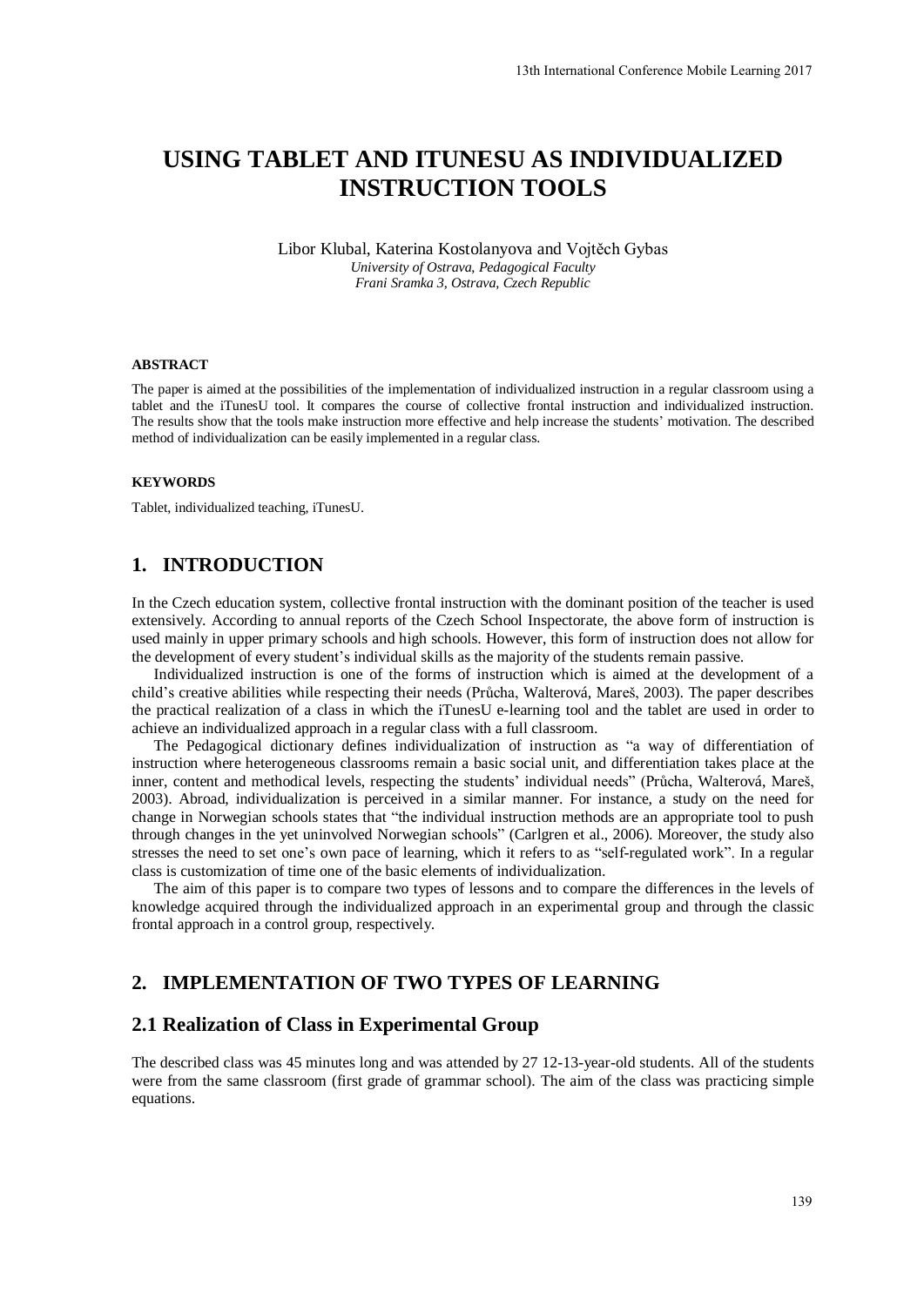# USING TABLET AND ITUNESU AS INDIVIDUALIZED INSTRUCTION TOOLS

Libor Klubal, Katerina Kostolanyova and Vojtěch Gybas
*University of Ostrava, Pedagogical Faculty*
*Frani Sramka 3, Ostrava, Czech Republic*

### ABSTRACT

The paper is aimed at the possibilities of the implementation of individualized instruction in a regular classroom using a tablet and the iTunesU tool. It compares the course of collective frontal instruction and individualized instruction. The results show that the tools make instruction more effective and help increase the students' motivation. The described method of individualization can be easily implemented in a regular class.

### KEYWORDS

Tablet, individualized teaching, iTunesU.

## 1. INTRODUCTION

In the Czech education system, collective frontal instruction with the dominant position of the teacher is used extensively. According to annual reports of the Czech School Inspectorate, the above form of instruction is used mainly in upper primary schools and high schools. However, this form of instruction does not allow for the development of every student's individual skills as the majority of the students remain passive.

Individualized instruction is one of the forms of instruction which is aimed at the development of a child's creative abilities while respecting their needs (Průcha, Walterová, Mareš, 2003). The paper describes the practical realization of a class in which the iTunesU e-learning tool and the tablet are used in order to achieve an individualized approach in a regular class with a full classroom.

The Pedagogical dictionary defines individualization of instruction as "a way of differentiation of instruction where heterogeneous classrooms remain a basic social unit, and differentiation takes place at the inner, content and methodical levels, respecting the students' individual needs" (Průcha, Walterová, Mareš, 2003). Abroad, individualization is perceived in a similar manner. For instance, a study on the need for change in Norwegian schools states that "the individual instruction methods are an appropriate tool to push through changes in the yet uninvolved Norwegian schools" (Carlgren et al., 2006). Moreover, the study also stresses the need to set one's own pace of learning, which it refers to as "self-regulated work". In a regular class is customization of time one of the basic elements of individualization.

The aim of this paper is to compare two types of lessons and to compare the differences in the levels of knowledge acquired through the individualized approach in an experimental group and through the classic frontal approach in a control group, respectively.

## 2. IMPLEMENTATION OF TWO TYPES OF LEARNING

### 2.1 Realization of Class in Experimental Group

The described class was 45 minutes long and was attended by 27 12-13-year-old students. All of the students were from the same classroom (first grade of grammar school). The aim of the class was practicing simple equations.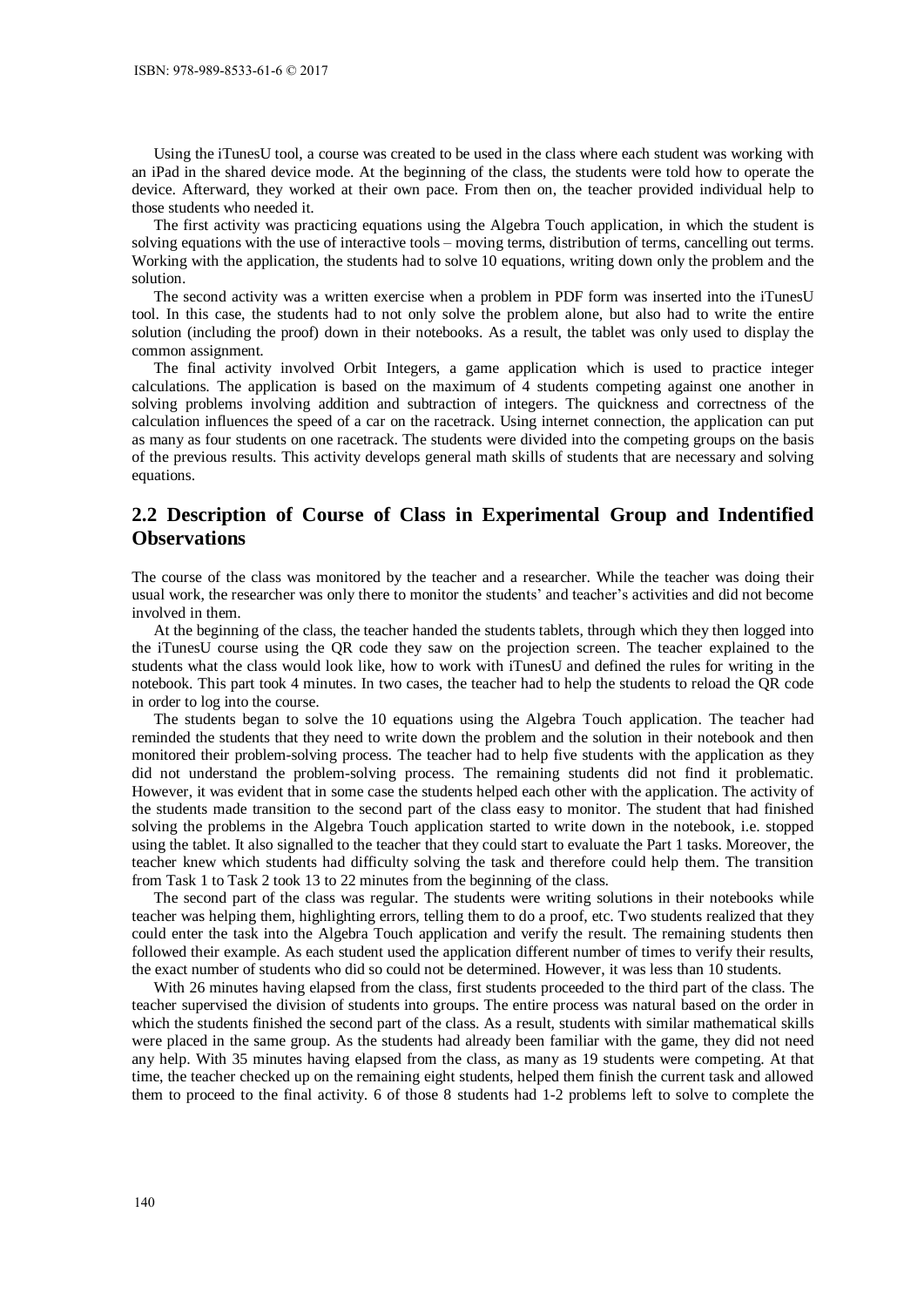Using the iTunesU tool, a course was created to be used in the class where each student was working with an iPad in the shared device mode. At the beginning of the class, the students were told how to operate the device. Afterward, they worked at their own pace. From then on, the teacher provided individual help to those students who needed it.

The first activity was practicing equations using the Algebra Touch application, in which the student is solving equations with the use of interactive tools – moving terms, distribution of terms, cancelling out terms. Working with the application, the students had to solve 10 equations, writing down only the problem and the solution.

The second activity was a written exercise when a problem in PDF form was inserted into the iTunesU tool. In this case, the students had to not only solve the problem alone, but also had to write the entire solution (including the proof) down in their notebooks. As a result, the tablet was only used to display the common assignment.

The final activity involved Orbit Integers, a game application which is used to practice integer calculations. The application is based on the maximum of 4 students competing against one another in solving problems involving addition and subtraction of integers. The quickness and correctness of the calculation influences the speed of a car on the racetrack. Using internet connection, the application can put as many as four students on one racetrack. The students were divided into the competing groups on the basis of the previous results. This activity develops general math skills of students that are necessary and solving equations.

## 2.2 Description of Course of Class in Experimental Group and Indentified Observations

The course of the class was monitored by the teacher and a researcher. While the teacher was doing their usual work, the researcher was only there to monitor the students' and teacher's activities and did not become involved in them.

At the beginning of the class, the teacher handed the students tablets, through which they then logged into the iTunesU course using the QR code they saw on the projection screen. The teacher explained to the students what the class would look like, how to work with iTunesU and defined the rules for writing in the notebook. This part took 4 minutes. In two cases, the teacher had to help the students to reload the QR code in order to log into the course.

The students began to solve the 10 equations using the Algebra Touch application. The teacher had reminded the students that they need to write down the problem and the solution in their notebook and then monitored their problem-solving process. The teacher had to help five students with the application as they did not understand the problem-solving process. The remaining students did not find it problematic. However, it was evident that in some case the students helped each other with the application. The activity of the students made transition to the second part of the class easy to monitor. The student that had finished solving the problems in the Algebra Touch application started to write down in the notebook, i.e. stopped using the tablet. It also signalled to the teacher that they could start to evaluate the Part 1 tasks. Moreover, the teacher knew which students had difficulty solving the task and therefore could help them. The transition from Task 1 to Task 2 took 13 to 22 minutes from the beginning of the class.

The second part of the class was regular. The students were writing solutions in their notebooks while teacher was helping them, highlighting errors, telling them to do a proof, etc. Two students realized that they could enter the task into the Algebra Touch application and verify the result. The remaining students then followed their example. As each student used the application different number of times to verify their results, the exact number of students who did so could not be determined. However, it was less than 10 students.

With 26 minutes having elapsed from the class, first students proceeded to the third part of the class. The teacher supervised the division of students into groups. The entire process was natural based on the order in which the students finished the second part of the class. As a result, students with similar mathematical skills were placed in the same group. As the students had already been familiar with the game, they did not need any help. With 35 minutes having elapsed from the class, as many as 19 students were competing. At that time, the teacher checked up on the remaining eight students, helped them finish the current task and allowed them to proceed to the final activity. 6 of those 8 students had 1-2 problems left to solve to complete the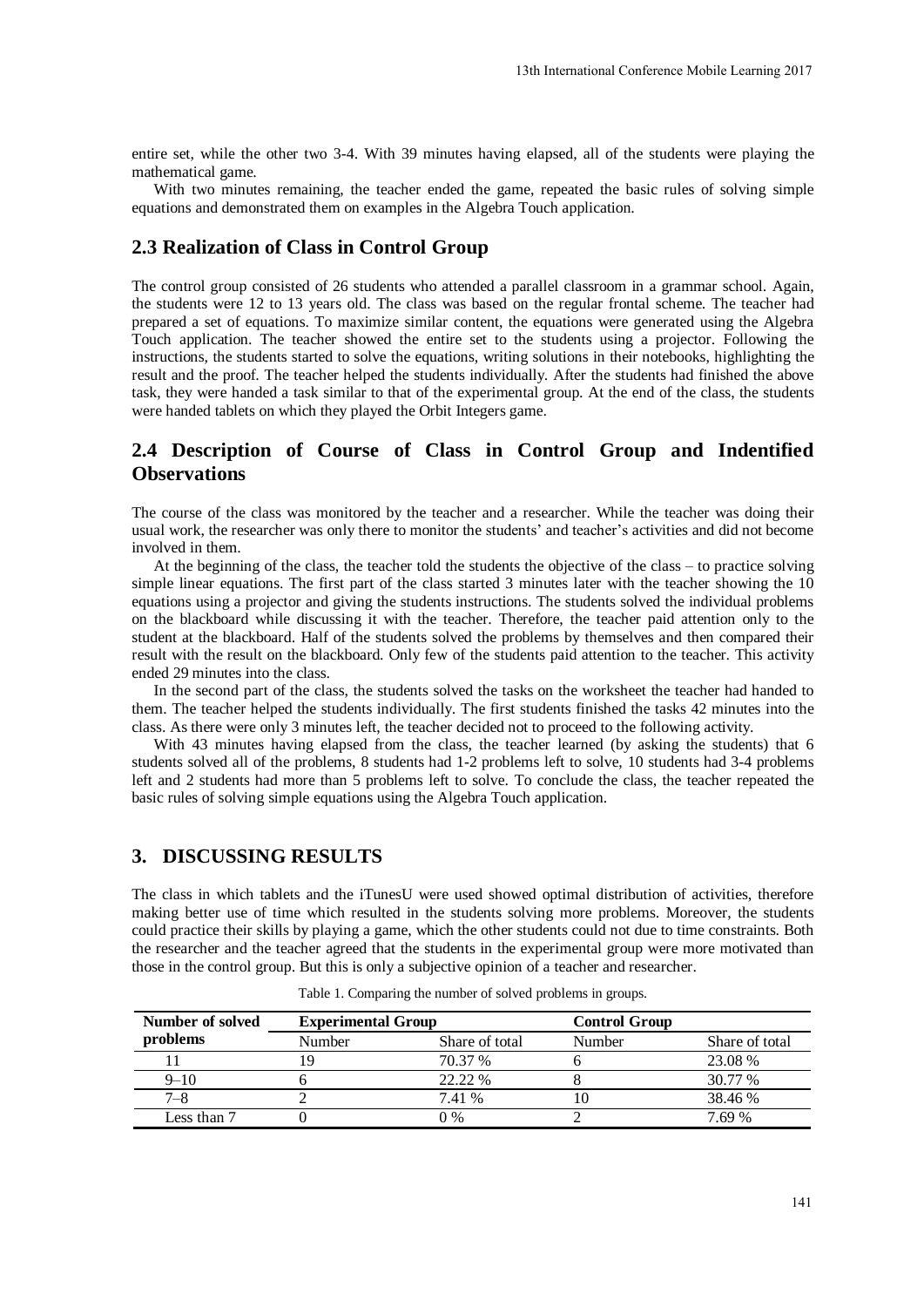entire set, while the other two 3-4. With 39 minutes having elapsed, all of the students were playing the mathematical game.

With two minutes remaining, the teacher ended the game, repeated the basic rules of solving simple equations and demonstrated them on examples in the Algebra Touch application.

## 2.3 Realization of Class in Control Group

The control group consisted of 26 students who attended a parallel classroom in a grammar school. Again, the students were 12 to 13 years old. The class was based on the regular frontal scheme. The teacher had prepared a set of equations. To maximize similar content, the equations were generated using the Algebra Touch application. The teacher showed the entire set to the students using a projector. Following the instructions, the students started to solve the equations, writing solutions in their notebooks, highlighting the result and the proof. The teacher helped the students individually. After the students had finished the above task, they were handed a task similar to that of the experimental group. At the end of the class, the students were handed tablets on which they played the Orbit Integers game.

## 2.4 Description of Course of Class in Control Group and Indentified Observations

The course of the class was monitored by the teacher and a researcher. While the teacher was doing their usual work, the researcher was only there to monitor the students' and teacher's activities and did not become involved in them.

At the beginning of the class, the teacher told the students the objective of the class – to practice solving simple linear equations. The first part of the class started 3 minutes later with the teacher showing the 10 equations using a projector and giving the students instructions. The students solved the individual problems on the blackboard while discussing it with the teacher. Therefore, the teacher paid attention only to the student at the blackboard. Half of the students solved the problems by themselves and then compared their result with the result on the blackboard. Only few of the students paid attention to the teacher. This activity ended 29 minutes into the class.

In the second part of the class, the students solved the tasks on the worksheet the teacher had handed to them. The teacher helped the students individually. The first students finished the tasks 42 minutes into the class. As there were only 3 minutes left, the teacher decided not to proceed to the following activity.

With 43 minutes having elapsed from the class, the teacher learned (by asking the students) that 6 students solved all of the problems, 8 students had 1-2 problems left to solve, 10 students had 3-4 problems left and 2 students had more than 5 problems left to solve. To conclude the class, the teacher repeated the basic rules of solving simple equations using the Algebra Touch application.

# 3. DISCUSSING RESULTS

The class in which tablets and the iTunesU were used showed optimal distribution of activities, therefore making better use of time which resulted in the students solving more problems. Moreover, the students could practice their skills by playing a game, which the other students could not due to time constraints. Both the researcher and the teacher agreed that the students in the experimental group were more motivated than those in the control group. But this is only a subjective opinion of a teacher and researcher.

Table 1. Comparing the number of solved problems in groups.

| Number of solved problems | Experimental Group | | Control Group | |
|---|---|---|---|---|
| | Number | Share of total | Number | Share of total |
| 11 | 19 | 70.37 % | 6 | 23.08 % |
| 9–10 | 6 | 22.22 % | 8 | 30.77 % |
| 7–8 | 2 | 7.41 % | 10 | 38.46 % |
| Less than 7 | 0 | 0 % | 2 | 7.69 % |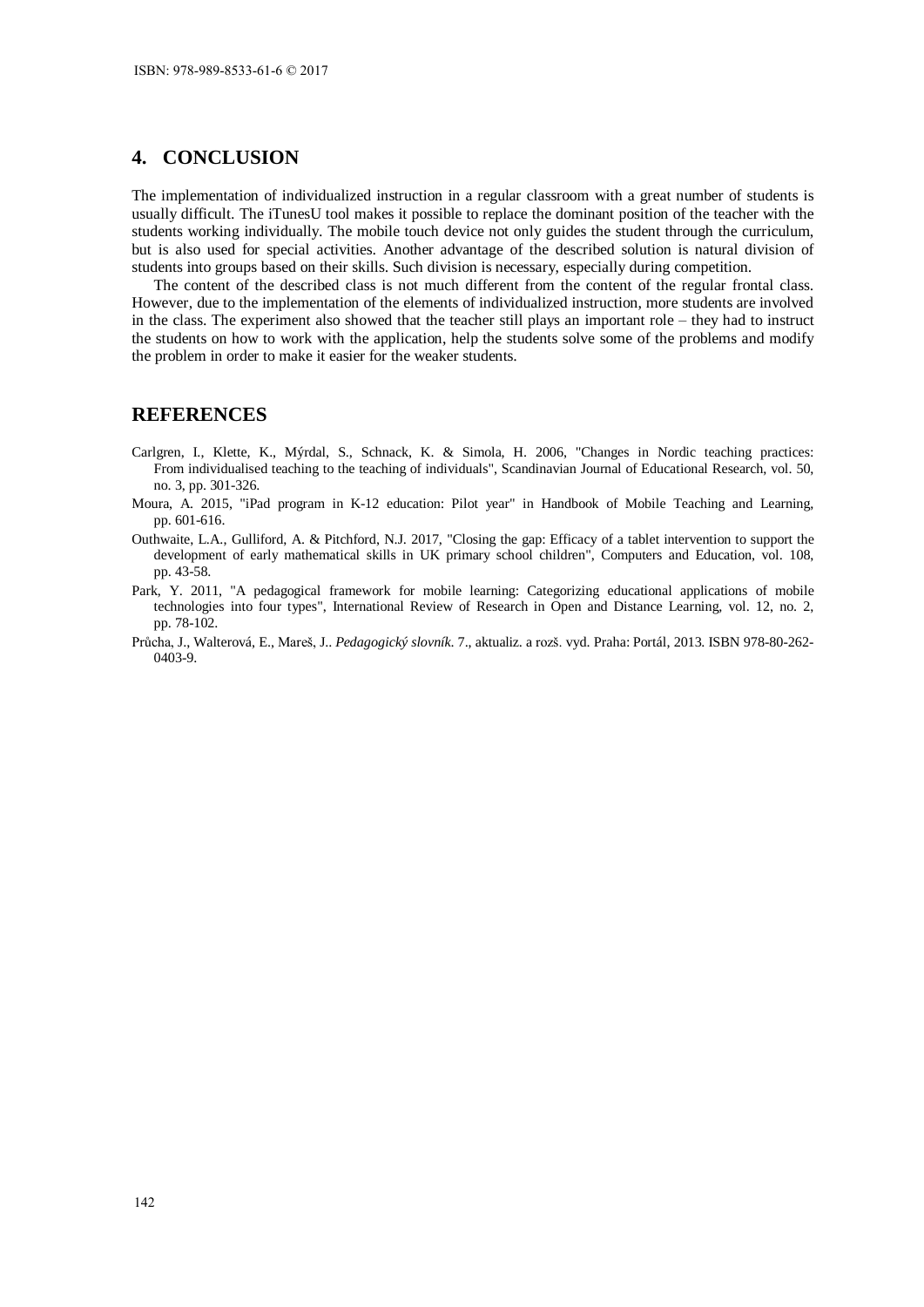## 4. CONCLUSION

The implementation of individualized instruction in a regular classroom with a great number of students is usually difficult. The iTunesU tool makes it possible to replace the dominant position of the teacher with the students working individually. The mobile touch device not only guides the student through the curriculum, but is also used for special activities. Another advantage of the described solution is natural division of students into groups based on their skills. Such division is necessary, especially during competition.

The content of the described class is not much different from the content of the regular frontal class. However, due to the implementation of the elements of individualized instruction, more students are involved in the class. The experiment also showed that the teacher still plays an important role – they had to instruct the students on how to work with the application, help the students solve some of the problems and modify the problem in order to make it easier for the weaker students.

## REFERENCES

Carlgren, I., Klette, K., Mýrdal, S., Schnack, K. & Simola, H. 2006, "Changes in Nordic teaching practices: From individualised teaching to the teaching of individuals", Scandinavian Journal of Educational Research, vol. 50, no. 3, pp. 301-326.

Moura, A. 2015, "iPad program in K-12 education: Pilot year" in Handbook of Mobile Teaching and Learning, pp. 601-616.

Outhwaite, L.A., Gulliford, A. & Pitchford, N.J. 2017, "Closing the gap: Efficacy of a tablet intervention to support the development of early mathematical skills in UK primary school children", Computers and Education, vol. 108, pp. 43-58.

Park, Y. 2011, "A pedagogical framework for mobile learning: Categorizing educational applications of mobile technologies into four types", International Review of Research in Open and Distance Learning, vol. 12, no. 2, pp. 78-102.

Průcha, J., Walterová, E., Mareš, J.. *Pedagogický slovník*. 7., aktualiz. a rozš. vyd. Praha: Portál, 2013. ISBN 978-80-262-0403-9.